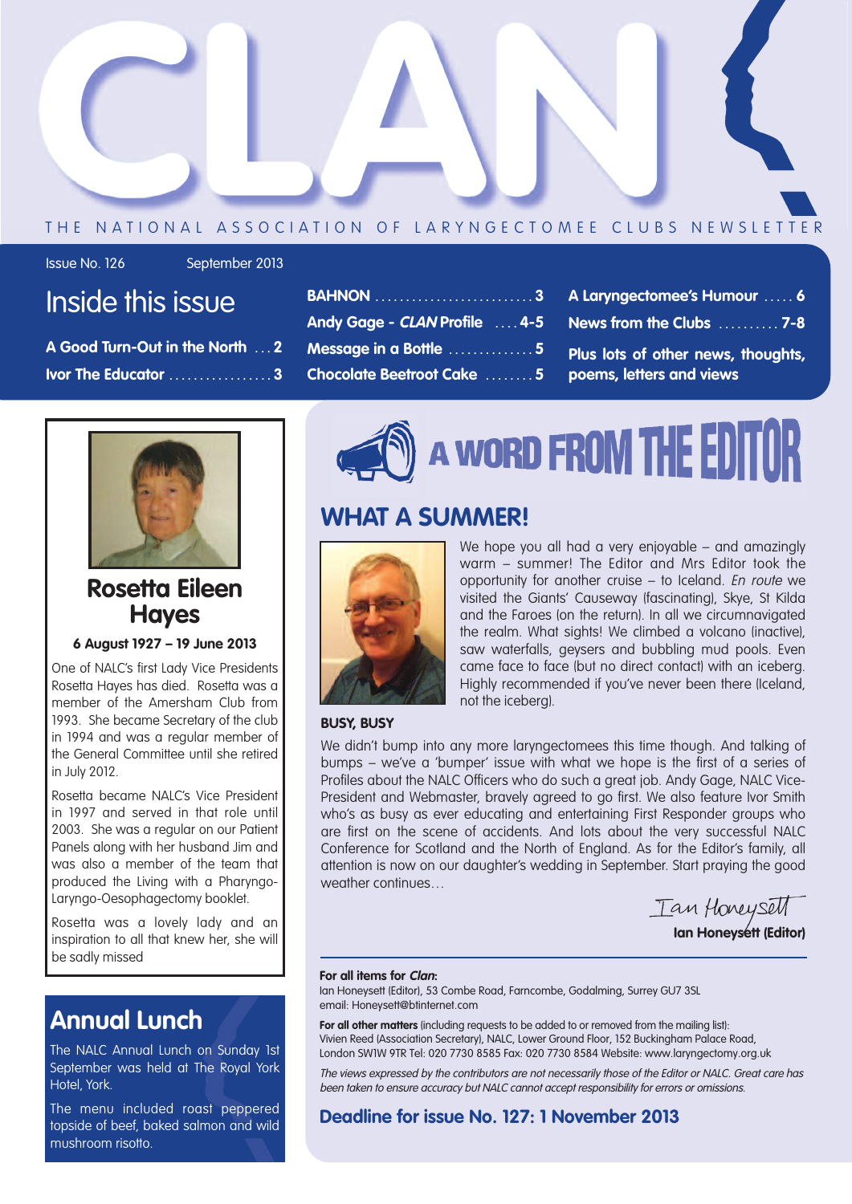# CLAN

THE NATIONAL ASSOCIATION OF LARYNGECTOMEE CLUBS NEWSLETTER

Issue No. 126 September 2013

## Inside this issue

- A Good Turn-Out in the North ... 2
- Ivor The Educator ... 3
- BAHNON ... 3
- Andy Gage - *CLAN* Profile ... 4-5
- Message in a Bottle ... 5
- Chocolate Beetroot Cake ... 5
- A Laryngectomee's Humour ... 6
- News from the Clubs ... 7-8
- Plus lots of other news, thoughts, poems, letters and views

## Rosetta Eileen Hayes

**6 August 1927 – 19 June 2013**

One of NALC's first Lady Vice Presidents Rosetta Hayes has died. Rosetta was a member of the Amersham Club from 1993. She became Secretary of the club in 1994 and was a regular member of the General Committee until she retired in July 2012.

Rosetta became NALC's Vice President in 1997 and served in that role until 2003. She was a regular on our Patient Panels along with her husband Jim and was also a member of the team that produced the Living with a Pharyngo-Laryngo-Oesophagectomy booklet.

Rosetta was a lovely lady and an inspiration to all that knew her, she will be sadly missed

## Annual Lunch

The NALC Annual Lunch on Sunday 1st September was held at The Royal York Hotel, York.

The menu included roast peppered topside of beef, baked salmon and wild mushroom risotto.

# A WORD FROM THE EDITOR

## WHAT A SUMMER!

We hope you all had a very enjoyable – and amazingly warm – summer! The Editor and Mrs Editor took the opportunity for another cruise – to Iceland. *En route* we visited the Giants' Causeway (fascinating), Skye, St Kilda and the Faroes (on the return). In all we circumnavigated the realm. What sights! We climbed a volcano (inactive), saw waterfalls, geysers and bubbling mud pools. Even came face to face (but no direct contact) with an iceberg. Highly recommended if you've never been there (Iceland, not the iceberg).

**BUSY, BUSY**

We didn't bump into any more laryngectomees this time though. And talking of bumps – we've a 'bumper' issue with what we hope is the first of a series of Profiles about the NALC Officers who do such a great job. Andy Gage, NALC Vice-President and Webmaster, bravely agreed to go first. We also feature Ivor Smith who's as busy as ever educating and entertaining First Responder groups who are first on the scene of accidents. And lots about the very successful NALC Conference for Scotland and the North of England. As for the Editor's family, all attention is now on our daughter's wedding in September. Start praying the good weather continues…

*Ian Honeysett*

**Ian Honeysett (Editor)**

**For all items for *Clan*:**
Ian Honeysett (Editor), 53 Combe Road, Farncombe, Godalming, Surrey GU7 3SL
email: Honeysett@btinternet.com

**For all other matters** (including requests to be added to or removed from the mailing list):
Vivien Reed (Association Secretary), NALC, Lower Ground Floor, 152 Buckingham Palace Road, London SW1W 9TR Tel: 020 7730 8585 Fax: 020 7730 8584 Website: www.laryngectomy.org.uk

*The views expressed by the contributors are not necessarily those of the Editor or NALC. Great care has been taken to ensure accuracy but NALC cannot accept responsibility for errors or omissions.*

## Deadline for issue No. 127: 1 November 2013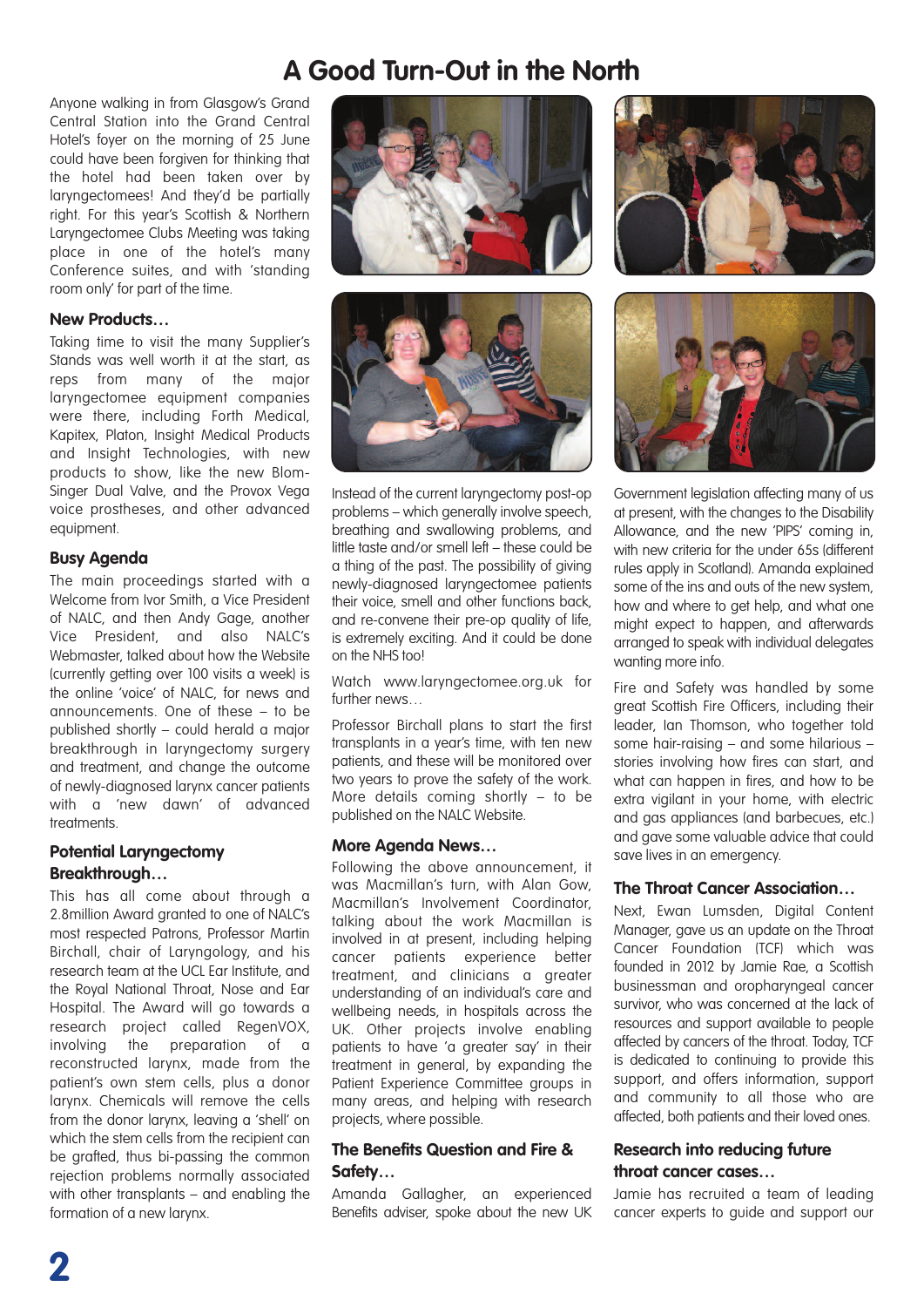# A Good Turn-Out in the North

Anyone walking in from Glasgow's Grand Central Station into the Grand Central Hotel's foyer on the morning of 25 June could have been forgiven for thinking that the hotel had been taken over by laryngectomees! And they'd be partially right. For this year's Scottish & Northern Laryngectomee Clubs Meeting was taking place in one of the hotel's many Conference suites, and with 'standing room only' for part of the time.

## New Products…

Taking time to visit the many Supplier's Stands was well worth it at the start, as reps from many of the major laryngectomee equipment companies were there, including Forth Medical, Kapitex, Platon, Insight Medical Products and Insight Technologies, with new products to show, like the new Blom-Singer Dual Valve, and the Provox Vega voice prostheses, and other advanced equipment.

## Busy Agenda

The main proceedings started with a Welcome from Ivor Smith, a Vice President of NALC, and then Andy Gage, another Vice President, and also NALC's Webmaster, talked about how the Website (currently getting over 100 visits a week) is the online 'voice' of NALC, for news and announcements. One of these – to be published shortly – could herald a major breakthrough in laryngectomy surgery and treatment, and change the outcome of newly-diagnosed larynx cancer patients with a 'new dawn' of advanced treatments.

## Potential Laryngectomy Breakthrough…

This has all come about through a 2.8million Award granted to one of NALC's most respected Patrons, Professor Martin Birchall, chair of Laryngology, and his research team at the UCL Ear Institute, and the Royal National Throat, Nose and Ear Hospital. The Award will go towards a research project called RegenVOX, involving the preparation of a reconstructed larynx, made from the patient's own stem cells, plus a donor larynx. Chemicals will remove the cells from the donor larynx, leaving a 'shell' on which the stem cells from the recipient can be grafted, thus bi-passing the common rejection problems normally associated with other transplants – and enabling the formation of a new larynx.

Instead of the current laryngectomy post-op problems – which generally involve speech, breathing and swallowing problems, and little taste and/or smell left – these could be a thing of the past. The possibility of giving newly-diagnosed laryngectomee patients their voice, smell and other functions back, and re-convene their pre-op quality of life, is extremely exciting. And it could be done on the NHS too!

Watch www.laryngectomee.org.uk for further news…

Professor Birchall plans to start the first transplants in a year's time, with ten new patients, and these will be monitored over two years to prove the safety of the work. More details coming shortly – to be published on the NALC Website.

## More Agenda News…

Following the above announcement, it was Macmillan's turn, with Alan Gow, Macmillan's Involvement Coordinator, talking about the work Macmillan is involved in at present, including helping cancer patients experience better treatment, and clinicians a greater understanding of an individual's care and wellbeing needs, in hospitals across the UK. Other projects involve enabling patients to have 'a greater say' in their treatment in general, by expanding the Patient Experience Committee groups in many areas, and helping with research projects, where possible.

## The Benefits Question and Fire & Safety…

Amanda Gallagher, an experienced Benefits adviser, spoke about the new UK Government legislation affecting many of us at present, with the changes to the Disability Allowance, and the new 'PIPS' coming in, with new criteria for the under 65s (different rules apply in Scotland). Amanda explained some of the ins and outs of the new system, how and where to get help, and what one might expect to happen, and afterwards arranged to speak with individual delegates wanting more info.

Fire and Safety was handled by some great Scottish Fire Officers, including their leader, Ian Thomson, who together told some hair-raising – and some hilarious – stories involving how fires can start, and what can happen in fires, and how to be extra vigilant in your home, with electric and gas appliances (and barbecues, etc.) and gave some valuable advice that could save lives in an emergency.

## The Throat Cancer Association…

Next, Ewan Lumsden, Digital Content Manager, gave us an update on the Throat Cancer Foundation (TCF) which was founded in 2012 by Jamie Rae, a Scottish businessman and oropharyngeal cancer survivor, who was concerned at the lack of resources and support available to people affected by cancers of the throat. Today, TCF is dedicated to continuing to provide this support, and offers information, support and community to all those who are affected, both patients and their loved ones.

## Research into reducing future throat cancer cases…

Jamie has recruited a team of leading cancer experts to guide and support our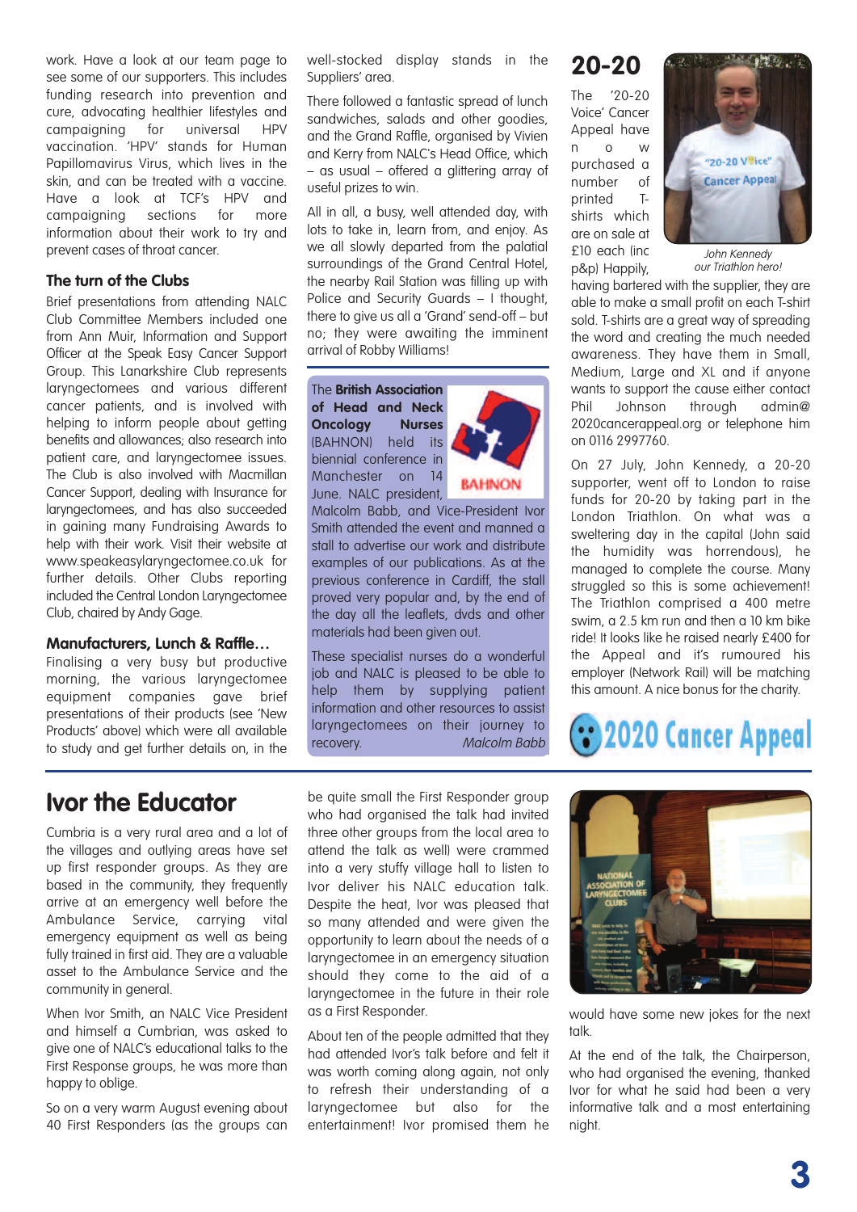work. Have a look at our team page to see some of our supporters. This includes funding research into prevention and cure, advocating healthier lifestyles and campaigning for universal HPV vaccination. 'HPV' stands for Human Papillomavirus Virus, which lives in the skin, and can be treated with a vaccine. Have a look at TCF's HPV and campaigning sections for more information about their work to try and prevent cases of throat cancer.

### The turn of the Clubs

Brief presentations from attending NALC Club Committee Members included one from Ann Muir, Information and Support Officer at the Speak Easy Cancer Support Group. This Lanarkshire Club represents laryngectomees and various different cancer patients, and is involved with helping to inform people about getting benefits and allowances; also research into patient care, and laryngectomee issues. The Club is also involved with Macmillan Cancer Support, dealing with Insurance for laryngectomees, and has also succeeded in gaining many Fundraising Awards to help with their work. Visit their website at www.speakeasylaryngectomee.co.uk for further details. Other Clubs reporting included the Central London Laryngectomee Club, chaired by Andy Gage.

### Manufacturers, Lunch & Raffle…

Finalising a very busy but productive morning, the various laryngectomee equipment companies gave brief presentations of their products (see 'New Products' above) which were all available to study and get further details on, in the well-stocked display stands in the Suppliers' area.

There followed a fantastic spread of lunch sandwiches, salads and other goodies, and the Grand Raffle, organised by Vivien and Kerry from NALC's Head Office, which – as usual – offered a glittering array of useful prizes to win.

All in all, a busy, well attended day, with lots to take in, learn from, and enjoy. As we all slowly departed from the palatial surroundings of the Grand Central Hotel, the nearby Rail Station was filling up with Police and Security Guards – I thought, there to give us all a 'Grand' send-off – but no; they were awaiting the imminent arrival of Robby Williams!

The **British Association of Head and Neck Oncology Nurses** (BAHNON) held its biennial conference in Manchester on 14 June. NALC president, Malcolm Babb, and Vice-President Ivor Smith attended the event and manned a stall to advertise our work and distribute examples of our publications. As at the previous conference in Cardiff, the stall proved very popular and, by the end of the day all the leaflets, dvds and other materials had been given out.

These specialist nurses do a wonderful job and NALC is pleased to be able to help them by supplying patient information and other resources to assist laryngectomees on their journey to recovery. *Malcolm Babb*

## 20-20

The '20-20 Voice' Cancer Appeal have now purchased a number of printed T-shirts which are on sale at £10 each (inc p&p) Happily, having bartered with the supplier, they are able to make a small profit on each T-shirt sold. T-shirts are a great way of spreading the word and creating the much needed awareness. They have them in Small, Medium, Large and XL and if anyone wants to support the cause either contact Phil Johnson through admin@2020cancerappeal.org or telephone him on 0116 2997760.

*John Kennedy our Triathlon hero!*

On 27 July, John Kennedy, a 20-20 supporter, went off to London to raise funds for 20-20 by taking part in the London Triathlon. On what was a sweltering day in the capital (John said the humidity was horrendous), he managed to complete the course. Many struggled so this is some achievement! The Triathlon comprised a 400 metre swim, a 2.5 km run and then a 10 km bike ride! It looks like he raised nearly £400 for the Appeal and it's rumoured his employer (Network Rail) will be matching this amount. A nice bonus for the charity.

2020 Cancer Appeal

## Ivor the Educator

Cumbria is a very rural area and a lot of the villages and outlying areas have set up first responder groups. As they are based in the community, they frequently arrive at an emergency well before the Ambulance Service, carrying vital emergency equipment as well as being fully trained in first aid. They are a valuable asset to the Ambulance Service and the community in general.

When Ivor Smith, an NALC Vice President and himself a Cumbrian, was asked to give one of NALC's educational talks to the First Response groups, he was more than happy to oblige.

So on a very warm August evening about 40 First Responders (as the groups can be quite small the First Responder group who had organised the talk had invited three other groups from the local area to attend the talk as well) were crammed into a very stuffy village hall to listen to Ivor deliver his NALC education talk. Despite the heat, Ivor was pleased that so many attended and were given the opportunity to learn about the needs of a laryngectomee in an emergency situation should they come to the aid of a laryngectomee in the future in their role as a First Responder.

About ten of the people admitted that they had attended Ivor's talk before and felt it was worth coming along again, not only to refresh their understanding of a laryngectomee but also for the entertainment! Ivor promised them he would have some new jokes for the next talk.

At the end of the talk, the Chairperson, who had organised the evening, thanked Ivor for what he said had been a very informative talk and a most entertaining night.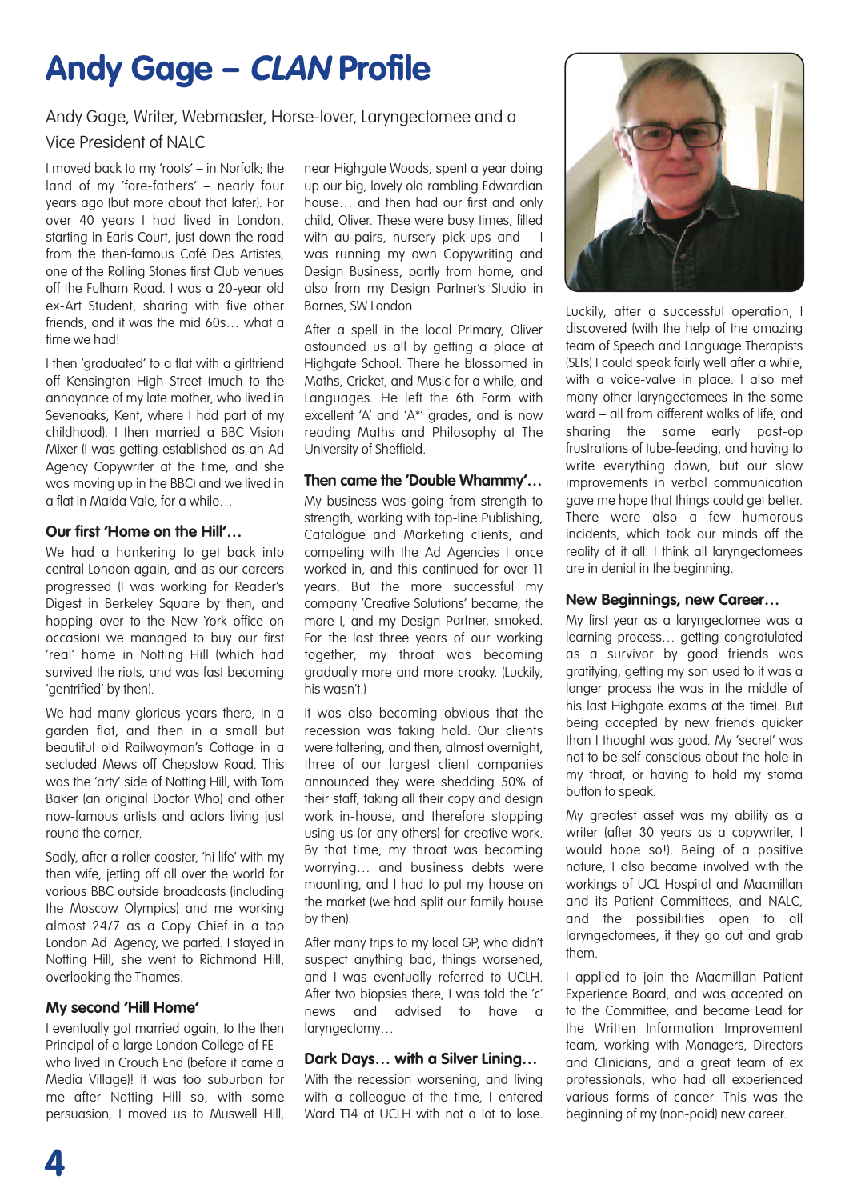# Andy Gage – *CLAN* Profile

Andy Gage, Writer, Webmaster, Horse-lover, Laryngectomee and a Vice President of NALC

I moved back to my 'roots' – in Norfolk; the land of my 'fore-fathers' – nearly four years ago (but more about that later). For over 40 years I had lived in London, starting in Earls Court, just down the road from the then-famous Café Des Artistes, one of the Rolling Stones first Club venues off the Fulham Road. I was a 20-year old ex-Art Student, sharing with five other friends, and it was the mid 60s… what a time we had!

I then 'graduated' to a flat with a girlfriend off Kensington High Street (much to the annoyance of my late mother, who lived in Sevenoaks, Kent, where I had part of my childhood). I then married a BBC Vision Mixer (I was getting established as an Ad Agency Copywriter at the time, and she was moving up in the BBC) and we lived in a flat in Maida Vale, for a while…

### Our first 'Home on the Hill'…

We had a hankering to get back into central London again, and as our careers progressed (I was working for Reader's Digest in Berkeley Square by then, and hopping over to the New York office on occasion) we managed to buy our first 'real' home in Notting Hill (which had survived the riots, and was fast becoming 'gentrified' by then).

We had many glorious years there, in a garden flat, and then in a small but beautiful old Railwayman's Cottage in a secluded Mews off Chepstow Road. This was the 'arty' side of Notting Hill, with Tom Baker (an original Doctor Who) and other now-famous artists and actors living just round the corner.

Sadly, after a roller-coaster, 'hi life' with my then wife, jetting off all over the world for various BBC outside broadcasts (including the Moscow Olympics) and me working almost 24/7 as a Copy Chief in a top London Ad Agency, we parted. I stayed in Notting Hill, she went to Richmond Hill, overlooking the Thames.

### My second 'Hill Home'

I eventually got married again, to the then Principal of a large London College of FE – who lived in Crouch End (before it came a Media Village)! It was too suburban for me after Notting Hill so, with some persuasion, I moved us to Muswell Hill, near Highgate Woods, spent a year doing up our big, lovely old rambling Edwardian house… and then had our first and only child, Oliver. These were busy times, filled with au-pairs, nursery pick-ups and – I was running my own Copywriting and Design Business, partly from home, and also from my Design Partner's Studio in Barnes, SW London.

After a spell in the local Primary, Oliver astounded us all by getting a place at Highgate School. There he blossomed in Maths, Cricket, and Music for a while, and Languages. He left the 6th Form with excellent 'A' and 'A*' grades, and is now reading Maths and Philosophy at The University of Sheffield.

### Then came the 'Double Whammy'…

My business was going from strength to strength, working with top-line Publishing, Catalogue and Marketing clients, and competing with the Ad Agencies I once worked in, and this continued for over 11 years. But the more successful my company 'Creative Solutions' became, the more I, and my Design Partner, smoked. For the last three years of our working together, my throat was becoming gradually more and more croaky. (Luckily, his wasn't.)

It was also becoming obvious that the recession was taking hold. Our clients were faltering, and then, almost overnight, three of our largest client companies announced they were shedding 50% of their staff, taking all their copy and design work in-house, and therefore stopping using us (or any others) for creative work. By that time, my throat was becoming worrying… and business debts were mounting, and I had to put my house on the market (we had split our family house by then).

After many trips to my local GP, who didn't suspect anything bad, things worsened, and I was eventually referred to UCLH. After two biopsies there, I was told the 'c' news and advised to have a laryngectomy…

### Dark Days… with a Silver Lining…

With the recession worsening, and living with a colleague at the time, I entered Ward T14 at UCLH with not a lot to lose. Luckily, after a successful operation, I discovered (with the help of the amazing team of Speech and Language Therapists (SLTs) I could speak fairly well after a while, with a voice-valve in place. I also met many other laryngectomees in the same ward – all from different walks of life, and sharing the same early post-op frustrations of tube-feeding, and having to write everything down, but our slow improvements in verbal communication gave me hope that things could get better. There were also a few humorous incidents, which took our minds off the reality of it all. I think all laryngectomees are in denial in the beginning.

### New Beginnings, new Career…

My first year as a laryngectomee was a learning process… getting congratulated as a survivor by good friends was gratifying, getting my son used to it was a longer process (he was in the middle of his last Highgate exams at the time). But being accepted by new friends quicker than I thought was good. My 'secret' was not to be self-conscious about the hole in my throat, or having to hold my stoma button to speak.

My greatest asset was my ability as a writer (after 30 years as a copywriter, I would hope so!). Being of a positive nature, I also became involved with the workings of UCL Hospital and Macmillan and its Patient Committees, and NALC, and the possibilities open to all laryngectomees, if they go out and grab them.

I applied to join the Macmillan Patient Experience Board, and was accepted on to the Committee, and became Lead for the Written Information Improvement team, working with Managers, Directors and Clinicians, and a great team of ex professionals, who had all experienced various forms of cancer. This was the beginning of my (non-paid) new career.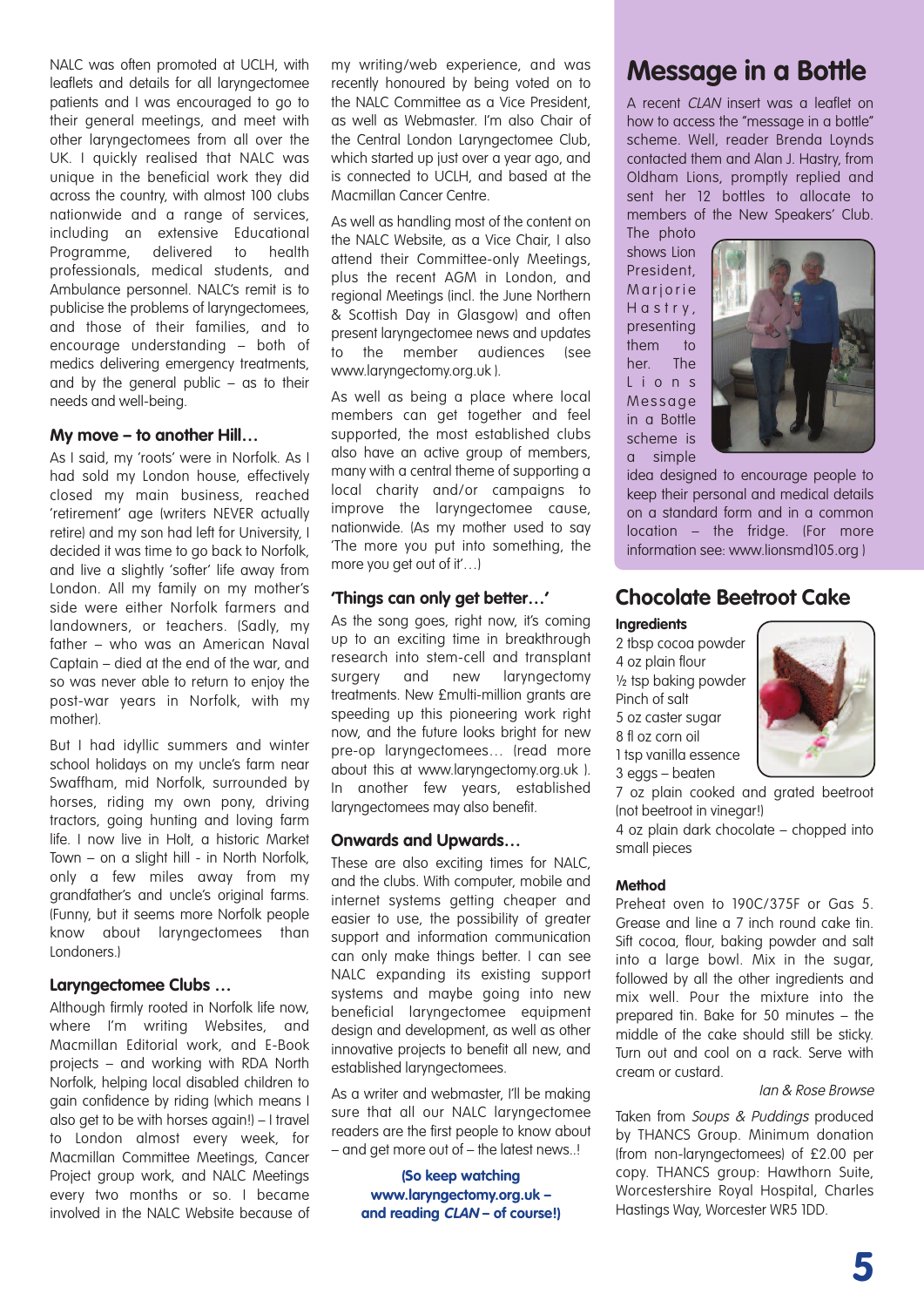NALC was often promoted at UCLH, with leaflets and details for all laryngectomee patients and I was encouraged to go to their general meetings, and meet with other laryngectomees from all over the UK. I quickly realised that NALC was unique in the beneficial work they did across the country, with almost 100 clubs nationwide and a range of services, including an extensive Educational Programme, delivered to health professionals, medical students, and Ambulance personnel. NALC's remit is to publicise the problems of laryngectomees, and those of their families, and to encourage understanding – both of medics delivering emergency treatments, and by the general public – as to their needs and well-being.

### My move – to another Hill…

As I said, my 'roots' were in Norfolk. As I had sold my London house, effectively closed my main business, reached 'retirement' age (writers NEVER actually retire) and my son had left for University, I decided it was time to go back to Norfolk, and live a slightly 'softer' life away from London. All my family on my mother's side were either Norfolk farmers and landowners, or teachers. (Sadly, my father – who was an American Naval Captain – died at the end of the war, and so was never able to return to enjoy the post-war years in Norfolk, with my mother).

But I had idyllic summers and winter school holidays on my uncle's farm near Swaffham, mid Norfolk, surrounded by horses, riding my own pony, driving tractors, going hunting and loving farm life. I now live in Holt, a historic Market Town – on a slight hill - in North Norfolk, only a few miles away from my grandfather's and uncle's original farms. (Funny, but it seems more Norfolk people know about laryngectomees than Londoners.)

### Laryngectomee Clubs …

Although firmly rooted in Norfolk life now, where I'm writing Websites, and Macmillan Editorial work, and E-Book projects – and working with RDA North Norfolk, helping local disabled children to gain confidence by riding (which means I also get to be with horses again!) – I travel to London almost every week, for Macmillan Committee Meetings, Cancer Project group work, and NALC Meetings every two months or so. I became involved in the NALC Website because of my writing/web experience, and was recently honoured by being voted on to the NALC Committee as a Vice President, as well as Webmaster. I'm also Chair of the Central London Laryngectomee Club, which started up just over a year ago, and is connected to UCLH, and based at the Macmillan Cancer Centre.

As well as handling most of the content on the NALC Website, as a Vice Chair, I also attend their Committee-only Meetings, plus the recent AGM in London, and regional Meetings (incl. the June Northern & Scottish Day in Glasgow) and often present laryngectomee news and updates to the member audiences (see www.laryngectomy.org.uk ).

As well as being a place where local members can get together and feel supported, the most established clubs also have an active group of members, many with a central theme of supporting a local charity and/or campaigns to improve the laryngectomee cause, nationwide. (As my mother used to say 'The more you put into something, the more you get out of it'…)

### 'Things can only get better…'

As the song goes, right now, it's coming up to an exciting time in breakthrough research into stem-cell and transplant surgery and new laryngectomy treatments. New £multi-million grants are speeding up this pioneering work right now, and the future looks bright for new pre-op laryngectomees… (read more about this at www.laryngectomy.org.uk ). In another few years, established laryngectomees may also benefit.

### Onwards and Upwards…

These are also exciting times for NALC, and the clubs. With computer, mobile and internet systems getting cheaper and easier to use, the possibility of greater support and information communication can only make things better. I can see NALC expanding its existing support systems and maybe going into new beneficial laryngectomee equipment design and development, as well as other innovative projects to benefit all new, and established laryngectomees.

As a writer and webmaster, I'll be making sure that all our NALC laryngectomee readers are the first people to know about – and get more out of – the latest news..!

**(So keep watching www.laryngectomy.org.uk – and reading *CLAN* – of course!)**

## Message in a Bottle

A recent *CLAN* insert was a leaflet on how to access the "message in a bottle" scheme. Well, reader Brenda Loynds contacted them and Alan J. Hastry, from Oldham Lions, promptly replied and sent her 12 bottles to allocate to members of the New Speakers' Club. The photo shows Lion President, Marjorie Hastry, presenting them to her. The Lions Message in a Bottle scheme is a simple idea designed to encourage people to keep their personal and medical details on a standard form and in a common location – the fridge. (For more information see: www.lionsmd105.org )

## Chocolate Beetroot Cake

**Ingredients**

2 tbsp cocoa powder
4 oz plain flour
½ tsp baking powder
Pinch of salt
5 oz caster sugar
8 fl oz corn oil
1 tsp vanilla essence
3 eggs – beaten
7 oz plain cooked and grated beetroot (not beetroot in vinegar!)
4 oz plain dark chocolate – chopped into small pieces

**Method**

Preheat oven to 190C/375F or Gas 5. Grease and line a 7 inch round cake tin. Sift cocoa, flour, baking powder and salt into a large bowl. Mix in the sugar, followed by all the other ingredients and mix well. Pour the mixture into the prepared tin. Bake for 50 minutes – the middle of the cake should still be sticky. Turn out and cool on a rack. Serve with cream or custard.

*Ian & Rose Browse*

Taken from *Soups & Puddings* produced by THANCS Group. Minimum donation (from non-laryngectomees) of £2.00 per copy. THANCS group: Hawthorn Suite, Worcestershire Royal Hospital, Charles Hastings Way, Worcester WR5 1DD.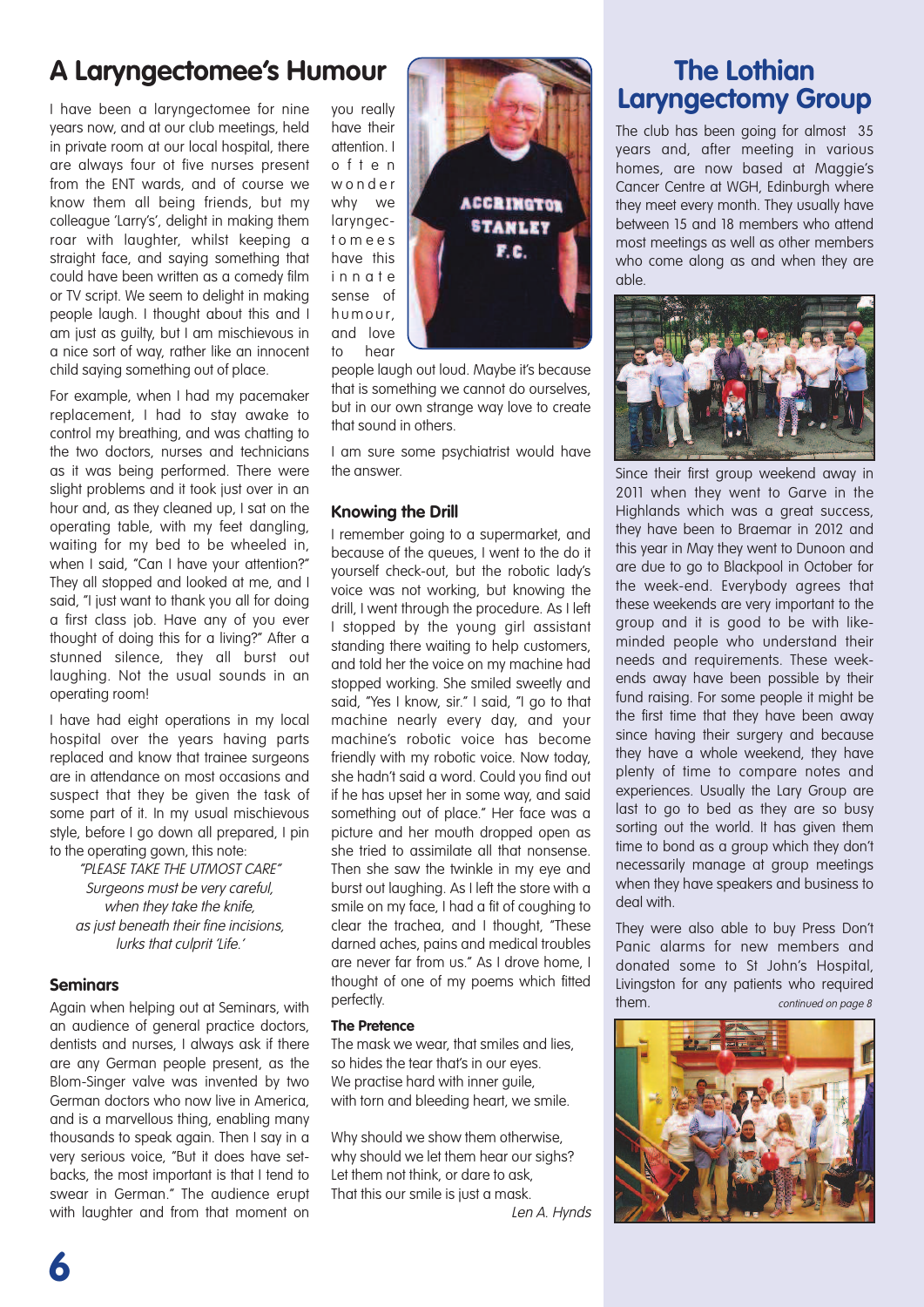# A Laryngectomee's Humour

I have been a laryngectomee for nine years now, and at our club meetings, held in private room at our local hospital, there are always four of five nurses present from the ENT wards, and of course we know them all being friends, but my colleague 'Larry's', delight in making them roar with laughter, whilst keeping a straight face, and saying something that could have been written as a comedy film or TV script. We seem to delight in making people laugh. I thought about this and I am just as guilty, but I am mischievous in a nice sort of way, rather like an innocent child saying something out of place.

For example, when I had my pacemaker replacement, I had to stay awake to control my breathing, and was chatting to the two doctors, nurses and technicians as it was being performed. There were slight problems and it took just over in an hour and, as they cleaned up, I sat on the operating table, with my feet dangling, waiting for my bed to be wheeled in, when I said, "Can I have your attention?" They all stopped and looked at me, and I said, "I just want to thank you all for doing a first class job. Have any of you ever thought of doing this for a living?" After a stunned silence, they all burst out laughing. Not the usual sounds in an operating room!

I have had eight operations in my local hospital over the years having parts replaced and know that trainee surgeons are in attendance on most occasions and suspect that they be given the task of some part of it. In my usual mischievous style, before I go down all prepared, I pin to the operating gown, this note:

*"PLEASE TAKE THE UTMOST CARE"*
*Surgeons must be very careful,*
*when they take the knife,*
*as just beneath their fine incisions,*
*lurks that culprit 'Life.'*

### Seminars

Again when helping out at Seminars, with an audience of general practice doctors, dentists and nurses, I always ask if there are any German people present, as the Blom-Singer valve was invented by two German doctors who now live in America, and is a marvellous thing, enabling many thousands to speak again. Then I say in a very serious voice, "But it does have set-backs, the most important is that I tend to swear in German." The audience erupt with laughter and from that moment on you really have their attention. I often wonder why we laryngectomees have this innate sense of humour, and love to hear people laugh out loud. Maybe it's because that is something we cannot do ourselves, but in our own strange way love to create that sound in others.

I am sure some psychiatrist would have the answer.

### Knowing the Drill

I remember going to a supermarket, and because of the queues, I went to the do it yourself check-out, but the robotic lady's voice was not working, but knowing the drill, I went through the procedure. As I left I stopped by the young girl assistant standing there waiting to help customers, and told her the voice on my machine had stopped working. She smiled sweetly and said, "Yes I know, sir." I said, "I go to that machine nearly every day, and your machine's robotic voice has become friendly with my robotic voice. Now today, she hadn't said a word. Could you find out if he has upset her in some way, and said something out of place." Her face was a picture and her mouth dropped open as she tried to assimilate all that nonsense. Then she saw the twinkle in my eye and burst out laughing. As I left the store with a smile on my face, I had a fit of coughing to clear the trachea, and I thought, "These darned aches, pains and medical troubles are never far from us." As I drove home, I thought of one of my poems which fitted perfectly.

#### The Pretence

The mask we wear, that smiles and lies,
so hides the tear that's in our eyes.
We practise hard with inner guile,
with torn and bleeding heart, we smile.

Why should we show them otherwise,
why should we let them hear our sighs?
Let them not think, or dare to ask,
That this our smile is just a mask.

*Len A. Hynds*

# The Lothian Laryngectomy Group

The club has been going for almost 35 years and, after meeting in various homes, are now based at Maggie's Cancer Centre at WGH, Edinburgh where they meet every month. They usually have between 15 and 18 members who attend most meetings as well as other members who come along as and when they are able.

Since their first group weekend away in 2011 when they went to Garve in the Highlands which was a great success, they have been to Braemar in 2012 and this year in May they went to Dunoon and are due to go to Blackpool in October for the week-end. Everybody agrees that these weekends are very important to the group and it is good to be with like-minded people who understand their needs and requirements. These week-ends away have been possible by their fund raising. For some people it might be the first time that they have been away since having their surgery and because they have a whole weekend, they have plenty of time to compare notes and experiences. Usually the Lary Group are last to go to bed as they are so busy sorting out the world. It has given them time to bond as a group which they don't necessarily manage at group meetings when they have speakers and business to deal with.

They were also able to buy Press Don't Panic alarms for new members and donated some to St John's Hospital, Livingston for any patients who required them.

*continued on page 8*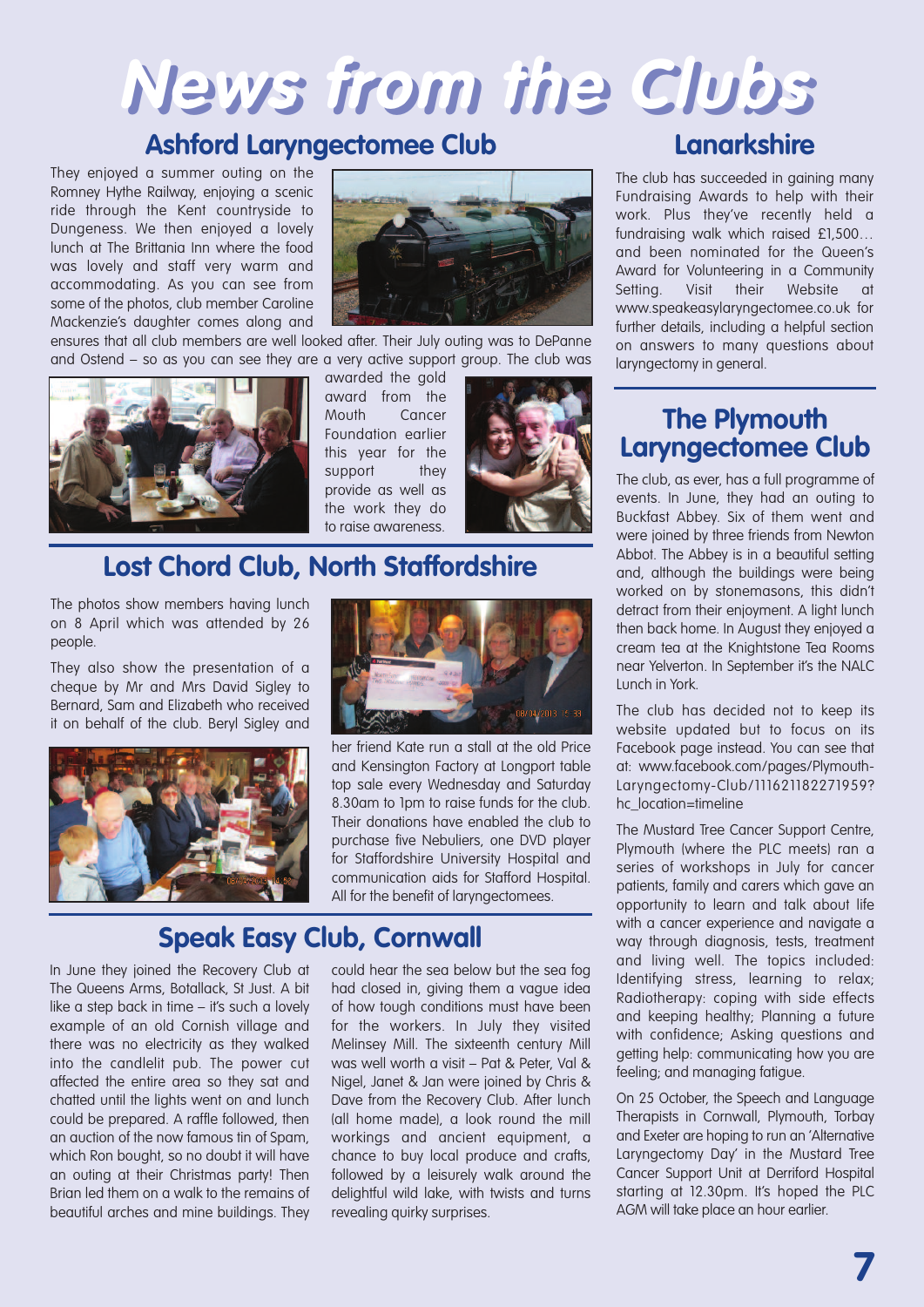# News from the Clubs

## Ashford Laryngectomee Club

They enjoyed a summer outing on the Romney Hythe Railway, enjoying a scenic ride through the Kent countryside to Dungeness. We then enjoyed a lovely lunch at The Brittania Inn where the food was lovely and staff very warm and accommodating. As you can see from some of the photos, club member Caroline Mackenzie's daughter comes along and ensures that all club members are well looked after. Their July outing was to DePanne and Ostend – so as you can see they are a very active support group. The club was awarded the gold award from the Mouth Cancer Foundation earlier this year for the support they provide as well as the work they do to raise awareness.

## Lost Chord Club, North Staffordshire

The photos show members having lunch on 8 April which was attended by 26 people.

They also show the presentation of a cheque by Mr and Mrs David Sigley to Bernard, Sam and Elizabeth who received it on behalf of the club. Beryl Sigley and her friend Kate run a stall at the old Price and Kensington Factory at Longport table top sale every Wednesday and Saturday 8.30am to 1pm to raise funds for the club. Their donations have enabled the club to purchase five Nebuliers, one DVD player for Staffordshire University Hospital and communication aids for Stafford Hospital. All for the benefit of laryngectomees.

## Speak Easy Club, Cornwall

In June they joined the Recovery Club at The Queens Arms, Botallack, St Just. A bit like a step back in time – it's such a lovely example of an old Cornish village and there was no electricity as they walked into the candlelit pub. The power cut affected the entire area so they sat and chatted until the lights went on and lunch could be prepared. A raffle followed, then an auction of the now famous tin of Spam, which Ron bought, so no doubt it will have an outing at their Christmas party! Then Brian led them on a walk to the remains of beautiful arches and mine buildings. They could hear the sea below but the sea fog had closed in, giving them a vague idea of how tough conditions must have been for the workers. In July they visited Melinsey Mill. The sixteenth century Mill was well worth a visit – Pat & Peter, Val & Nigel, Janet & Jan were joined by Chris & Dave from the Recovery Club. After lunch (all home made), a look round the mill workings and ancient equipment, a chance to buy local produce and crafts, followed by a leisurely walk around the delightful wild lake, with twists and turns revealing quirky surprises.

## Lanarkshire

The club has succeeded in gaining many Fundraising Awards to help with their work. Plus they've recently held a fundraising walk which raised £1,500… and been nominated for the Queen's Award for Volunteering in a Community Setting. Visit their Website at www.speakeasylaryngectomee.co.uk for further details, including a helpful section on answers to many questions about laryngectomy in general.

## The Plymouth Laryngectomee Club

The club, as ever, has a full programme of events. In June, they had an outing to Buckfast Abbey. Six of them went and were joined by three friends from Newton Abbot. The Abbey is in a beautiful setting and, although the buildings were being worked on by stonemasons, this didn't detract from their enjoyment. A light lunch then back home. In August they enjoyed a cream tea at the Knightstone Tea Rooms near Yelverton. In September it's the NALC Lunch in York.

The club has decided not to keep its website updated but to focus on its Facebook page instead. You can see that at: www.facebook.com/pages/Plymouth-Laryngectomy-Club/111621182271959?hc_location=timeline

The Mustard Tree Cancer Support Centre, Plymouth (where the PLC meets) ran a series of workshops in July for cancer patients, family and carers which gave an opportunity to learn and talk about life with a cancer experience and navigate a way through diagnosis, tests, treatment and living well. The topics included: Identifying stress, learning to relax; Radiotherapy: coping with side effects and keeping healthy; Planning a future with confidence; Asking questions and getting help: communicating how you are feeling; and managing fatigue.

On 25 October, the Speech and Language Therapists in Cornwall, Plymouth, Torbay and Exeter are hoping to run an 'Alternative Laryngectomy Day' in the Mustard Tree Cancer Support Unit at Derriford Hospital starting at 12.30pm. It's hoped the PLC AGM will take place an hour earlier.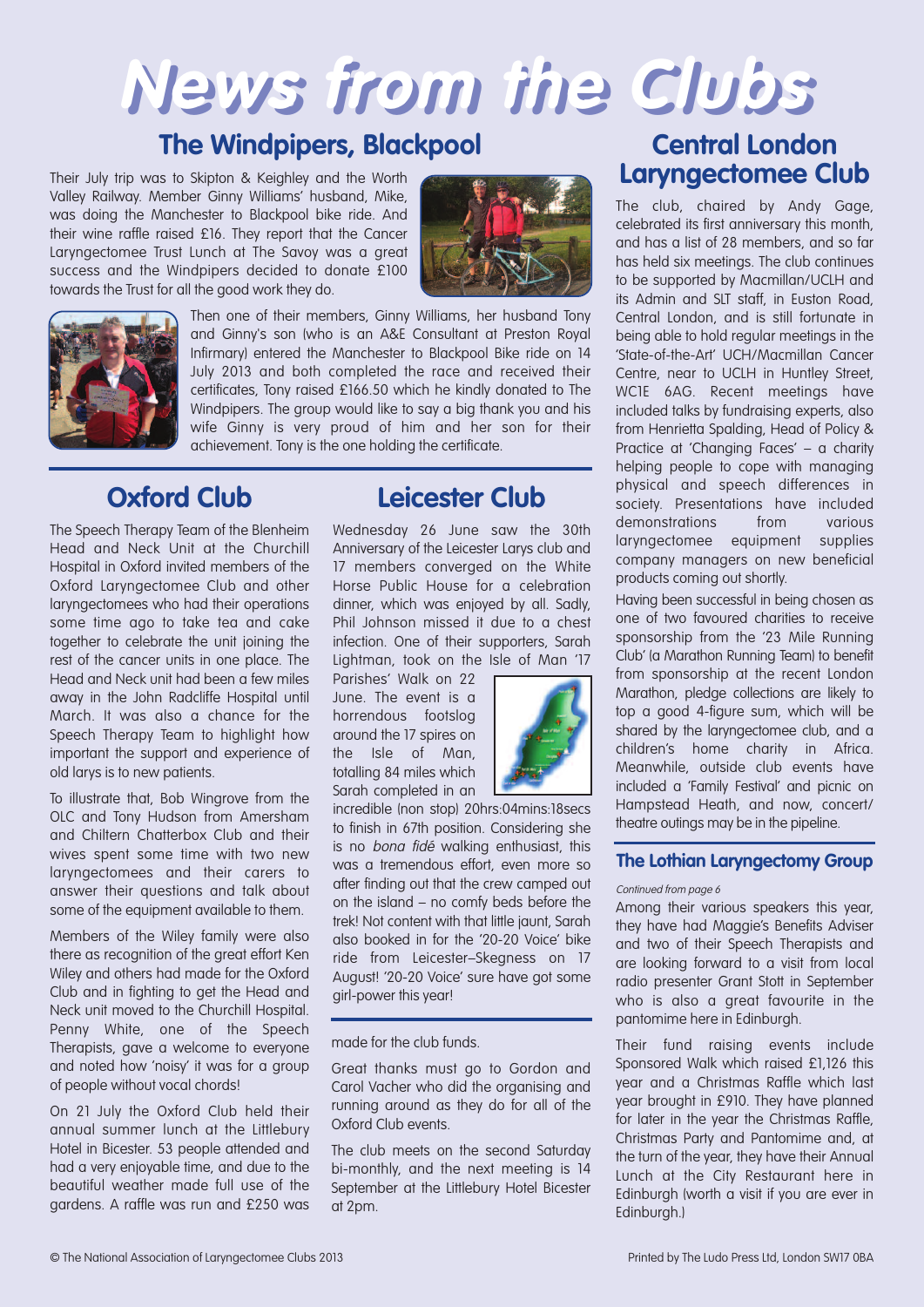# News from the Clubs

## The Windpipers, Blackpool

Their July trip was to Skipton & Keighley and the Worth Valley Railway. Member Ginny Williams' husband, Mike, was doing the Manchester to Blackpool bike ride. And their wine raffle raised £16. They report that the Cancer Laryngectomee Trust Lunch at The Savoy was a great success and the Windpipers decided to donate £100 towards the Trust for all the good work they do.

Then one of their members, Ginny Williams, her husband Tony and Ginny's son (who is an A&E Consultant at Preston Royal Infirmary) entered the Manchester to Blackpool Bike ride on 14 July 2013 and both completed the race and received their certificates, Tony raised £166.50 which he kindly donated to The Windpipers. The group would like to say a big thank you and his wife Ginny is very proud of him and her son for their achievement. Tony is the one holding the certificate.

## Oxford Club

The Speech Therapy Team of the Blenheim Head and Neck Unit at the Churchill Hospital in Oxford invited members of the Oxford Laryngectomee Club and other laryngectomees who had their operations some time ago to take tea and cake together to celebrate the unit joining the rest of the cancer units in one place. The Head and Neck unit had been a few miles away in the John Radcliffe Hospital until March. It was also a chance for the Speech Therapy Team to highlight how important the support and experience of old larys is to new patients.

To illustrate that, Bob Wingrove from the OLC and Tony Hudson from Amersham and Chiltern Chatterbox Club and their wives spent some time with two new laryngectomees and their carers to answer their questions and talk about some of the equipment available to them.

Members of the Wiley family were also there as recognition of the great effort Ken Wiley and others had made for the Oxford Club and in fighting to get the Head and Neck unit moved to the Churchill Hospital. Penny White, one of the Speech Therapists, gave a welcome to everyone and noted how 'noisy' it was for a group of people without vocal chords!

On 21 July the Oxford Club held their annual summer lunch at the Littlebury Hotel in Bicester. 53 people attended and had a very enjoyable time, and due to the beautiful weather made full use of the gardens. A raffle was run and £250 was made for the club funds.

Great thanks must go to Gordon and Carol Vacher who did the organising and running around as they do for all of the Oxford Club events.

The club meets on the second Saturday bi-monthly, and the next meeting is 14 September at the Littlebury Hotel Bicester at 2pm.

## Leicester Club

Wednesday 26 June saw the 30th Anniversary of the Leicester Larys club and 17 members converged on the White Horse Public House for a celebration dinner, which was enjoyed by all. Sadly, Phil Johnson missed it due to a chest infection. One of their supporters, Sarah Lightman, took on the Isle of Man '17 Parishes' Walk on 22 June. The event is a horrendous footslog around the 17 spires on the Isle of Man, totalling 84 miles which Sarah completed in an incredible (non stop) 20hrs:04mins:18secs to finish in 67th position. Considering she is no *bona fidé* walking enthusiast, this was a tremendous effort, even more so after finding out that the crew camped out on the island – no comfy beds before the trek! Not content with that little jaunt, Sarah also booked in for the '20-20 Voice' bike ride from Leicester–Skegness on 17 August! '20-20 Voice' sure have got some girl-power this year!

## Central London Laryngectomee Club

The club, chaired by Andy Gage, celebrated its first anniversary this month, and has a list of 28 members, and so far has held six meetings. The club continues to be supported by Macmillan/UCLH and its Admin and SLT staff, in Euston Road, Central London, and is still fortunate in being able to hold regular meetings in the 'State-of-the-Art' UCH/Macmillan Cancer Centre, near to UCLH in Huntley Street, WC1E 6AG. Recent meetings have included talks by fundraising experts, also from Henrietta Spalding, Head of Policy & Practice at 'Changing Faces' – a charity helping people to cope with managing physical and speech differences in society. Presentations have included demonstrations from various laryngectomee equipment supplies company managers on new beneficial products coming out shortly.

Having been successful in being chosen as one of two favoured charities to receive sponsorship from the '23 Mile Running Club' (a Marathon Running Team) to benefit from sponsorship at the recent London Marathon, pledge collections are likely to top a good 4-figure sum, which will be shared by the laryngectomee club, and a children's home charity in Africa. Meanwhile, outside club events have included a 'Family Festival' and picnic on Hampstead Heath, and now, concert/theatre outings may be in the pipeline.

### The Lothian Laryngectomy Group

*Continued from page 6*

Among their various speakers this year, they have had Maggie's Benefits Adviser and two of their Speech Therapists and are looking forward to a visit from local radio presenter Grant Stott in September who is also a great favourite in the pantomime here in Edinburgh.

Their fund raising events include Sponsored Walk which raised £1,126 this year and a Christmas Raffle which last year brought in £910. They have planned for later in the year the Christmas Raffle, Christmas Party and Pantomime and, at the turn of the year, they have their Annual Lunch at the City Restaurant here in Edinburgh (worth a visit if you are ever in Edinburgh.)

© The National Association of Laryngectomee Clubs 2013

Printed by The Ludo Press Ltd, London SW17 0BA